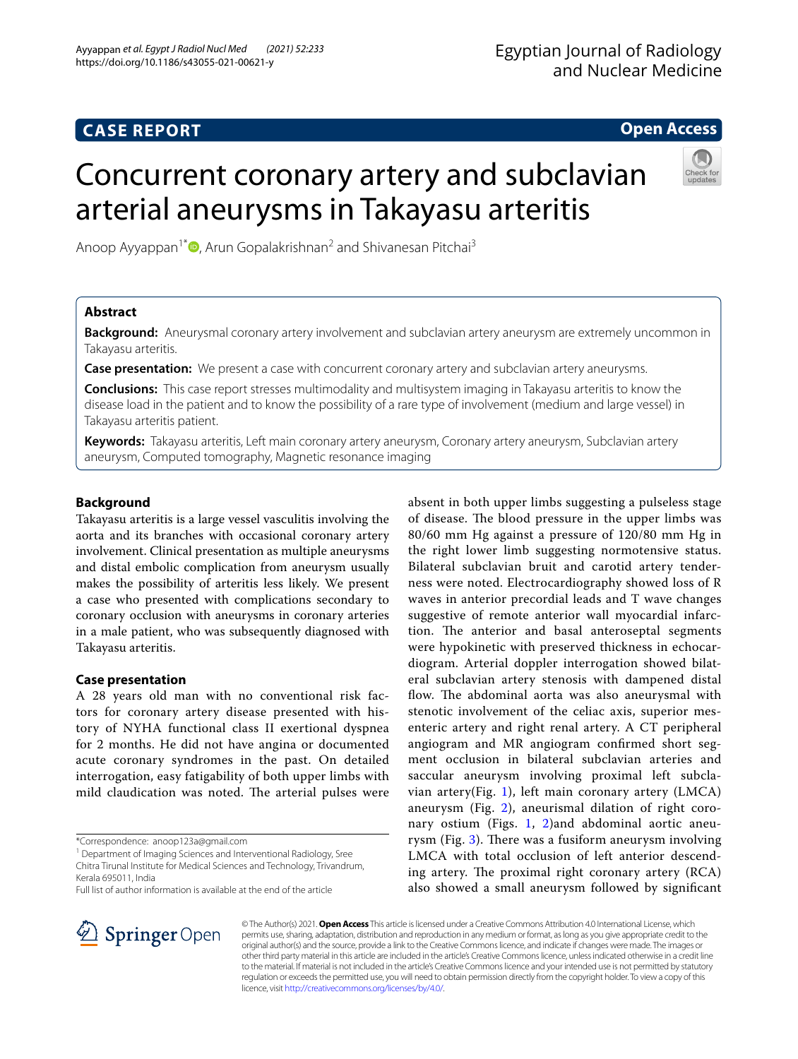CASE REPORT

Open Access

# Concurrent coronary artery and subclavian arterial aneurysms in Takayasu arteritis

Anoop Ayyappan[1*], Arun Gopalakrishnan[2] and Shivanesan Pitchai[3]

## Abstract

**Background:** Aneurysmal coronary artery involvement and subclavian artery aneurysm are extremely uncommon in Takayasu arteritis.

**Case presentation:** We present a case with concurrent coronary artery and subclavian artery aneurysms.

**Conclusions:** This case report stresses multimodality and multisystem imaging in Takayasu arteritis to know the disease load in the patient and to know the possibility of a rare type of involvement (medium and large vessel) in Takayasu arteritis patient.

**Keywords:** Takayasu arteritis, Left main coronary artery aneurysm, Coronary artery aneurysm, Subclavian artery aneurysm, Computed tomography, Magnetic resonance imaging

## Background

Takayasu arteritis is a large vessel vasculitis involving the aorta and its branches with occasional coronary artery involvement. Clinical presentation as multiple aneurysms and distal embolic complication from aneurysm usually makes the possibility of arteritis less likely. We present a case who presented with complications secondary to coronary occlusion with aneurysms in coronary arteries in a male patient, who was subsequently diagnosed with Takayasu arteritis.

## Case presentation

A 28 years old man with no conventional risk factors for coronary artery disease presented with history of NYHA functional class II exertional dyspnea for 2 months. He did not have angina or documented acute coronary syndromes in the past. On detailed interrogation, easy fatigability of both upper limbs with mild claudication was noted. The arterial pulses were absent in both upper limbs suggesting a pulseless stage of disease. The blood pressure in the upper limbs was 80/60 mm Hg against a pressure of 120/80 mm Hg in the right lower limb suggesting normotensive status. Bilateral subclavian bruit and carotid artery tenderness were noted. Electrocardiography showed loss of R waves in anterior precordial leads and T wave changes suggestive of remote anterior wall myocardial infarction. The anterior and basal anteroseptal segments were hypokinetic with preserved thickness in echocardiogram. Arterial doppler interrogation showed bilateral subclavian artery stenosis with dampened distal flow. The abdominal aorta was also aneurysmal with stenotic involvement of the celiac axis, superior mesenteric artery and right renal artery. A CT peripheral angiogram and MR angiogram confirmed short segment occlusion in bilateral subclavian arteries and saccular aneurysm involving proximal left subclavian artery(Fig. 1), left main coronary artery (LMCA) aneurysm (Fig. 2), aneurismal dilation of right coronary ostium (Figs. 1, 2)and abdominal aortic aneurysm (Fig. 3). There was a fusiform aneurysm involving LMCA with total occlusion of left anterior descending artery. The proximal right coronary artery (RCA) also showed a small aneurysm followed by significant

*Correspondence: anoop123a@gmail.com

[1] Department of Imaging Sciences and Interventional Radiology, Sree Chitra Tirunal Institute for Medical Sciences and Technology, Trivandrum, Kerala 695011, India

Full list of author information is available at the end of the article

© The Author(s) 2021. **Open Access** This article is licensed under a Creative Commons Attribution 4.0 International License, which permits use, sharing, adaptation, distribution and reproduction in any medium or format, as long as you give appropriate credit to the original author(s) and the source, provide a link to the Creative Commons licence, and indicate if changes were made. The images or other third party material in this article are included in the article's Creative Commons licence, unless indicated otherwise in a credit line to the material. If material is not included in the article's Creative Commons licence and your intended use is not permitted by statutory regulation or exceeds the permitted use, you will need to obtain permission directly from the copyright holder. To view a copy of this licence, visit http://creativecommons.org/licenses/by/4.0/.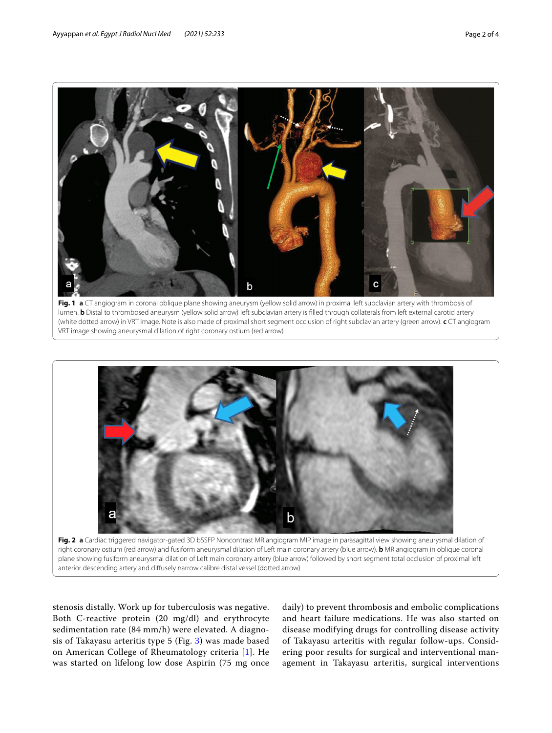**Fig. 1** **a** CT angiogram in coronal oblique plane showing aneurysm (yellow solid arrow) in proximal left subclavian artery with thrombosis of lumen. **b** Distal to thrombosed aneurysm (yellow solid arrow) left subclavian artery is filled through collaterals from left external carotid artery (white dotted arrow) in VRT image. Note is also made of proximal short segment occlusion of right subclavian artery (green arrow). **c** CT angiogram VRT image showing aneurysmal dilation of right coronary ostium (red arrow)

**Fig. 2** **a** Cardiac triggered navigator-gated 3D bSSFP Noncontrast MR angiogram MIP image in parasagittal view showing aneurysmal dilation of right coronary ostium (red arrow) and fusiform aneurysmal dilation of Left main coronary artery (blue arrow). **b** MR angiogram in oblique coronal plane showing fusiform aneurysmal dilation of Left main coronary artery (blue arrow) followed by short segment total occlusion of proximal left anterior descending artery and diffusely narrow calibre distal vessel (dotted arrow)

stenosis distally. Work up for tuberculosis was negative. Both C-reactive protein (20 mg/dl) and erythrocyte sedimentation rate (84 mm/h) were elevated. A diagnosis of Takayasu arteritis type 5 (Fig. 3) was made based on American College of Rheumatology criteria [1]. He was started on lifelong low dose Aspirin (75 mg once daily) to prevent thrombosis and embolic complications and heart failure medications. He was also started on disease modifying drugs for controlling disease activity of Takayasu arteritis with regular follow-ups. Considering poor results for surgical and interventional management in Takayasu arteritis, surgical interventions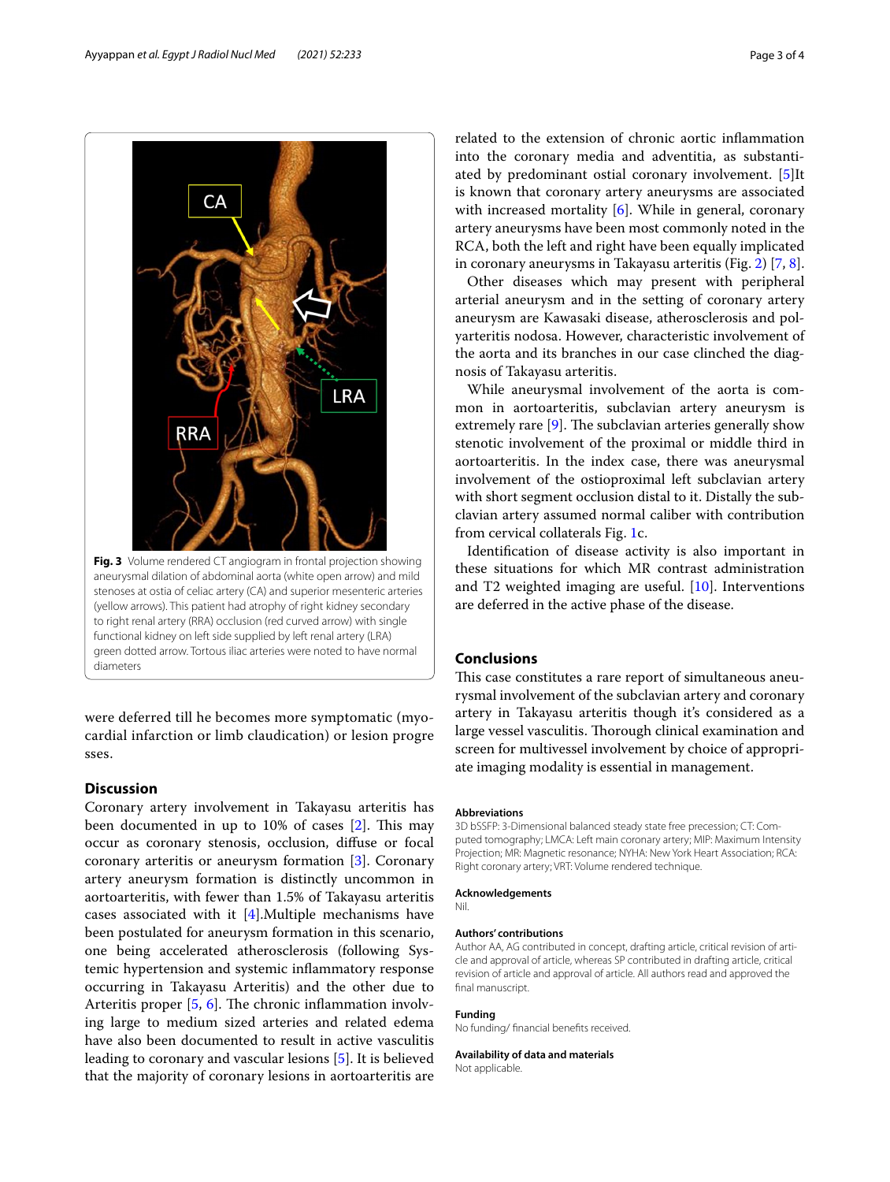Fig. 3 Volume rendered CT angiogram in frontal projection showing aneurysmal dilation of abdominal aorta (white open arrow) and mild stenoses at ostia of celiac artery (CA) and superior mesenteric arteries (yellow arrows). This patient had atrophy of right kidney secondary to right renal artery (RRA) occlusion (red curved arrow) with single functional kidney on left side supplied by left renal artery (LRA) green dotted arrow. Tortous iliac arteries were noted to have normal diameters

were deferred till he becomes more symptomatic (myocardial infarction or limb claudication) or lesion progresses.

## Discussion

Coronary artery involvement in Takayasu arteritis has been documented in up to 10% of cases [2]. This may occur as coronary stenosis, occlusion, diffuse or focal coronary arteritis or aneurysm formation [3]. Coronary artery aneurysm formation is distinctly uncommon in aortoarteritis, with fewer than 1.5% of Takayasu arteritis cases associated with it [4].Multiple mechanisms have been postulated for aneurysm formation in this scenario, one being accelerated atherosclerosis (following Systemic hypertension and systemic inflammatory response occurring in Takayasu Arteritis) and the other due to Arteritis proper [5, 6]. The chronic inflammation involving large to medium sized arteries and related edema have also been documented to result in active vasculitis leading to coronary and vascular lesions [5]. It is believed that the majority of coronary lesions in aortoarteritis are related to the extension of chronic aortic inflammation into the coronary media and adventitia, as substantiated by predominant ostial coronary involvement. [5]It is known that coronary artery aneurysms are associated with increased mortality [6]. While in general, coronary artery aneurysms have been most commonly noted in the RCA, both the left and right have been equally implicated in coronary aneurysms in Takayasu arteritis (Fig. 2) [7, 8].

Other diseases which may present with peripheral arterial aneurysm and in the setting of coronary artery aneurysm are Kawasaki disease, atherosclerosis and polyarteritis nodosa. However, characteristic involvement of the aorta and its branches in our case clinched the diagnosis of Takayasu arteritis.

While aneurysmal involvement of the aorta is common in aortoarteritis, subclavian artery aneurysm is extremely rare [9]. The subclavian arteries generally show stenotic involvement of the proximal or middle third in aortoarteritis. In the index case, there was aneurysmal involvement of the ostioproximal left subclavian artery with short segment occlusion distal to it. Distally the subclavian artery assumed normal caliber with contribution from cervical collaterals Fig. 1c.

Identification of disease activity is also important in these situations for which MR contrast administration and T2 weighted imaging are useful. [10]. Interventions are deferred in the active phase of the disease.

## Conclusions

This case constitutes a rare report of simultaneous aneurysmal involvement of the subclavian artery and coronary artery in Takayasu arteritis though it's considered as a large vessel vasculitis. Thorough clinical examination and screen for multivessel involvement by choice of appropriate imaging modality is essential in management.

### Abbreviations

3D bSSFP: 3-Dimensional balanced steady state free precession; CT: Computed tomography; LMCA: Left main coronary artery; MIP: Maximum Intensity Projection; MR: Magnetic resonance; NYHA: New York Heart Association; RCA: Right coronary artery; VRT: Volume rendered technique.

### Acknowledgements

Nil.

### Authors' contributions

Author AA, AG contributed in concept, drafting article, critical revision of article and approval of article, whereas SP contributed in drafting article, critical revision of article and approval of article. All authors read and approved the final manuscript.

### Funding

No funding/ financial benefits received.

### Availability of data and materials

Not applicable.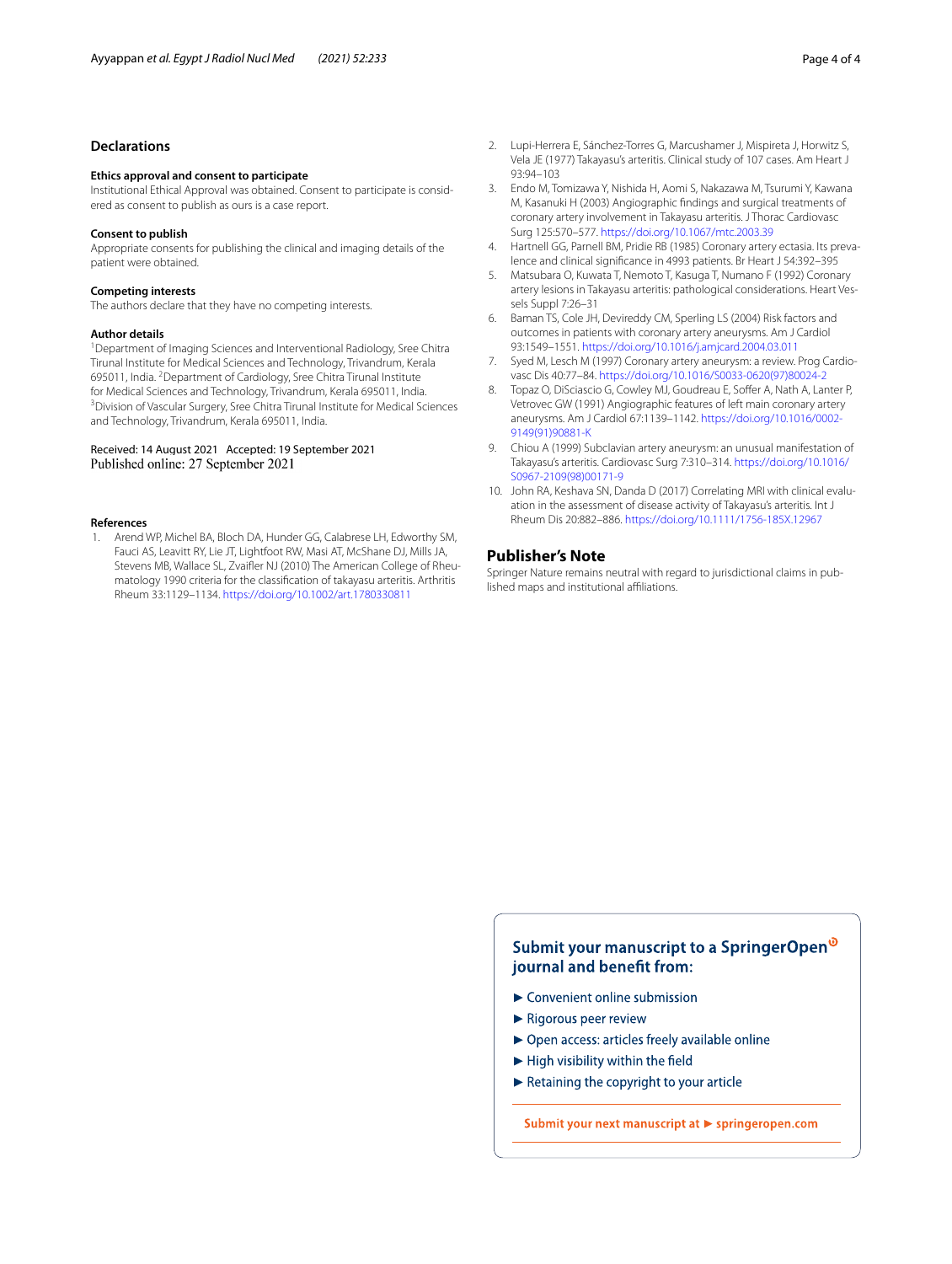## Declarations

### Ethics approval and consent to participate

Institutional Ethical Approval was obtained. Consent to participate is considered as consent to publish as ours is a case report.

### Consent to publish

Appropriate consents for publishing the clinical and imaging details of the patient were obtained.

### Competing interests

The authors declare that they have no competing interests.

### Author details

[1]Department of Imaging Sciences and Interventional Radiology, Sree Chitra Tirunal Institute for Medical Sciences and Technology, Trivandrum, Kerala 695011, India. [2]Department of Cardiology, Sree Chitra Tirunal Institute for Medical Sciences and Technology, Trivandrum, Kerala 695011, India. [3]Division of Vascular Surgery, Sree Chitra Tirunal Institute for Medical Sciences and Technology, Trivandrum, Kerala 695011, India.

Received: 14 August 2021 Accepted: 19 September 2021
Published online: 27 September 2021

### References

1. Arend WP, Michel BA, Bloch DA, Hunder GG, Calabrese LH, Edworthy SM, Fauci AS, Leavitt RY, Lie JT, Lightfoot RW, Masi AT, McShane DJ, Mills JA, Stevens MB, Wallace SL, Zvaifler NJ (2010) The American College of Rheumatology 1990 criteria for the classification of takayasu arteritis. Arthritis Rheum 33:1129–1134. https://doi.org/10.1002/art.1780330811
2. Lupi-Herrera E, Sánchez-Torres G, Marcushamer J, Mispireta J, Horwitz S, Vela JE (1977) Takayasu's arteritis. Clinical study of 107 cases. Am Heart J 93:94–103
3. Endo M, Tomizawa Y, Nishida H, Aomi S, Nakazawa M, Tsurumi Y, Kawana M, Kasanuki H (2003) Angiographic findings and surgical treatments of coronary artery involvement in Takayasu arteritis. J Thorac Cardiovasc Surg 125:570–577. https://doi.org/10.1067/mtc.2003.39
4. Hartnell GG, Parnell BM, Pridie RB (1985) Coronary artery ectasia. Its prevalence and clinical significance in 4993 patients. Br Heart J 54:392–395
5. Matsubara O, Kuwata T, Nemoto T, Kasuga T, Numano F (1992) Coronary artery lesions in Takayasu arteritis: pathological considerations. Heart Vessels Suppl 7:26–31
6. Baman TS, Cole JH, Devireddy CM, Sperling LS (2004) Risk factors and outcomes in patients with coronary artery aneurysms. Am J Cardiol 93:1549–1551. https://doi.org/10.1016/j.amjcard.2004.03.011
7. Syed M, Lesch M (1997) Coronary artery aneurysm: a review. Prog Cardiovasc Dis 40:77–84. https://doi.org/10.1016/S0033-0620(97)80024-2
8. Topaz O, DiSciascio G, Cowley MJ, Goudreau E, Soffer A, Nath A, Lanter P, Vetrovec GW (1991) Angiographic features of left main coronary artery aneurysms. Am J Cardiol 67:1139–1142. https://doi.org/10.1016/0002-9149(91)90881-K
9. Chiou A (1999) Subclavian artery aneurysm: an unusual manifestation of Takayasu's arteritis. Cardiovasc Surg 7:310–314. https://doi.org/10.1016/S0967-2109(98)00171-9
10. John RA, Keshava SN, Danda D (2017) Correlating MRI with clinical evaluation in the assessment of disease activity of Takayasu's arteritis. Int J Rheum Dis 20:882–886. https://doi.org/10.1111/1756-185X.12967

## Publisher's Note

Springer Nature remains neutral with regard to jurisdictional claims in published maps and institutional affiliations.

**Submit your manuscript to a SpringerOpen journal and benefit from:**

- ► Convenient online submission
- ► Rigorous peer review
- ► Open access: articles freely available online
- ► High visibility within the field
- ► Retaining the copyright to your article

**Submit your next manuscript at ► springeropen.com**